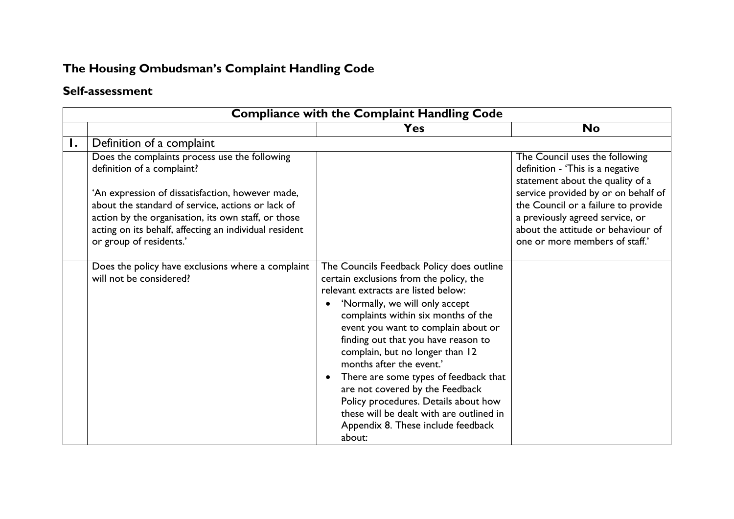# The Housing Ombudsman's Complaint Handling Code

## Self-assessment

| Compliance with the Complaint Handling Code | | | |
|---|---|---|---|
| | | **Yes** | **No** |
| **1.** | Definition of a complaint | | |
| | Does the complaints process use the following definition of a complaint?<br><br>'An expression of dissatisfaction, however made, about the standard of service, actions or lack of action by the organisation, its own staff, or those acting on its behalf, affecting an individual resident or group of residents.' | | The Council uses the following definition - 'This is a negative statement about the quality of a service provided by or on behalf of the Council or a failure to provide a previously agreed service, or about the attitude or behaviour of one or more members of staff.' |
| | Does the policy have exclusions where a complaint will not be considered? | The Councils Feedback Policy does outline certain exclusions from the policy, the relevant extracts are listed below:<br>• 'Normally, we will only accept complaints within six months of the event you want to complain about or finding out that you have reason to complain, but no longer than 12 months after the event.'<br>• There are some types of feedback that are not covered by the Feedback Policy procedures. Details about how these will be dealt with are outlined in Appendix 8. These include feedback about: | |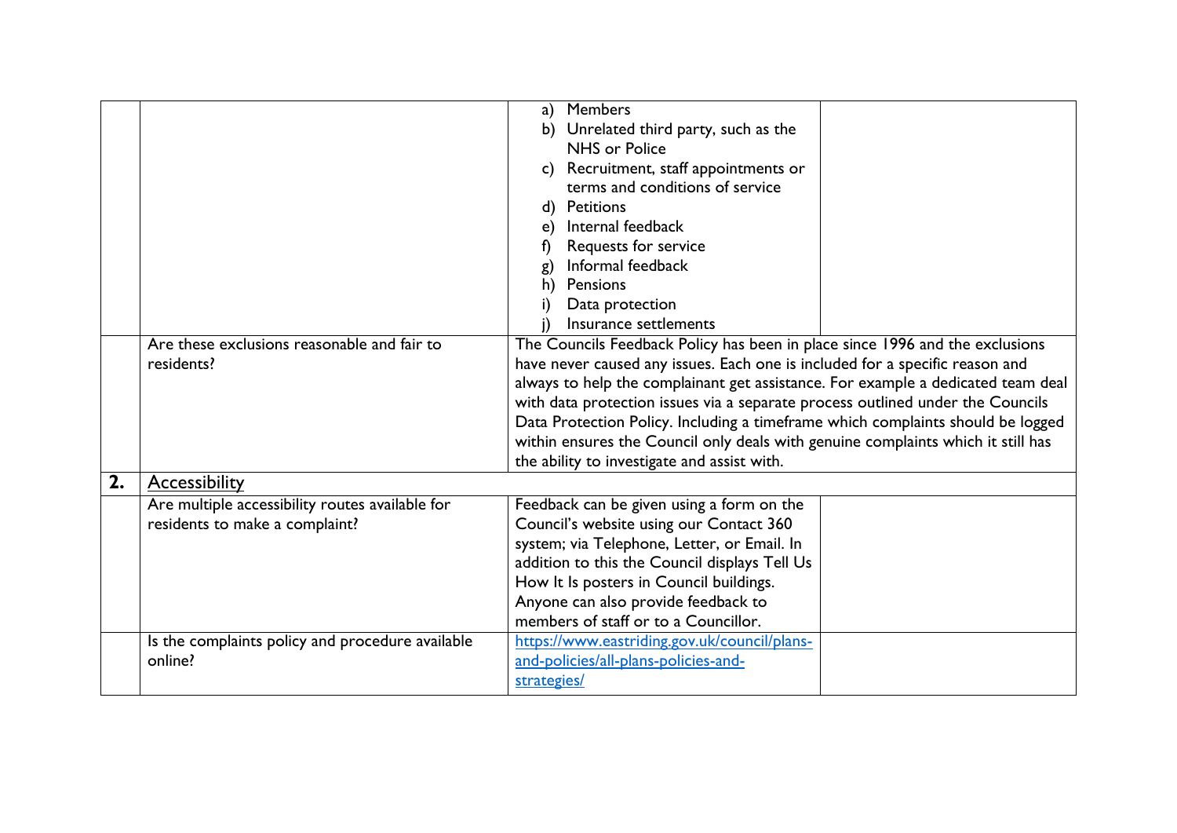| | | | |
|---|---|---|---|
| | | a) Members<br>b) Unrelated third party, such as the NHS or Police<br>c) Recruitment, staff appointments or terms and conditions of service<br>d) Petitions<br>e) Internal feedback<br>f) Requests for service<br>g) Informal feedback<br>h) Pensions<br>i) Data protection<br>j) Insurance settlements | |
| | Are these exclusions reasonable and fair to residents? | The Councils Feedback Policy has been in place since 1996 and the exclusions have never caused any issues. Each one is included for a specific reason and always to help the complainant get assistance. For example a dedicated team deal with data protection issues via a separate process outlined under the Councils Data Protection Policy. Including a timeframe which complaints should be logged within ensures the Council only deals with genuine complaints which it still has the ability to investigate and assist with. | |
| **2.** | <u>Accessibility</u> | | |
| | Are multiple accessibility routes available for residents to make a complaint? | Feedback can be given using a form on the Council's website using our Contact 360 system; via Telephone, Letter, or Email. In addition to this the Council displays Tell Us How It Is posters in Council buildings. Anyone can also provide feedback to members of staff or to a Councillor. | |
| | Is the complaints policy and procedure available online? | https://www.eastriding.gov.uk/council/plans-and-policies/all-plans-policies-and-strategies/ | |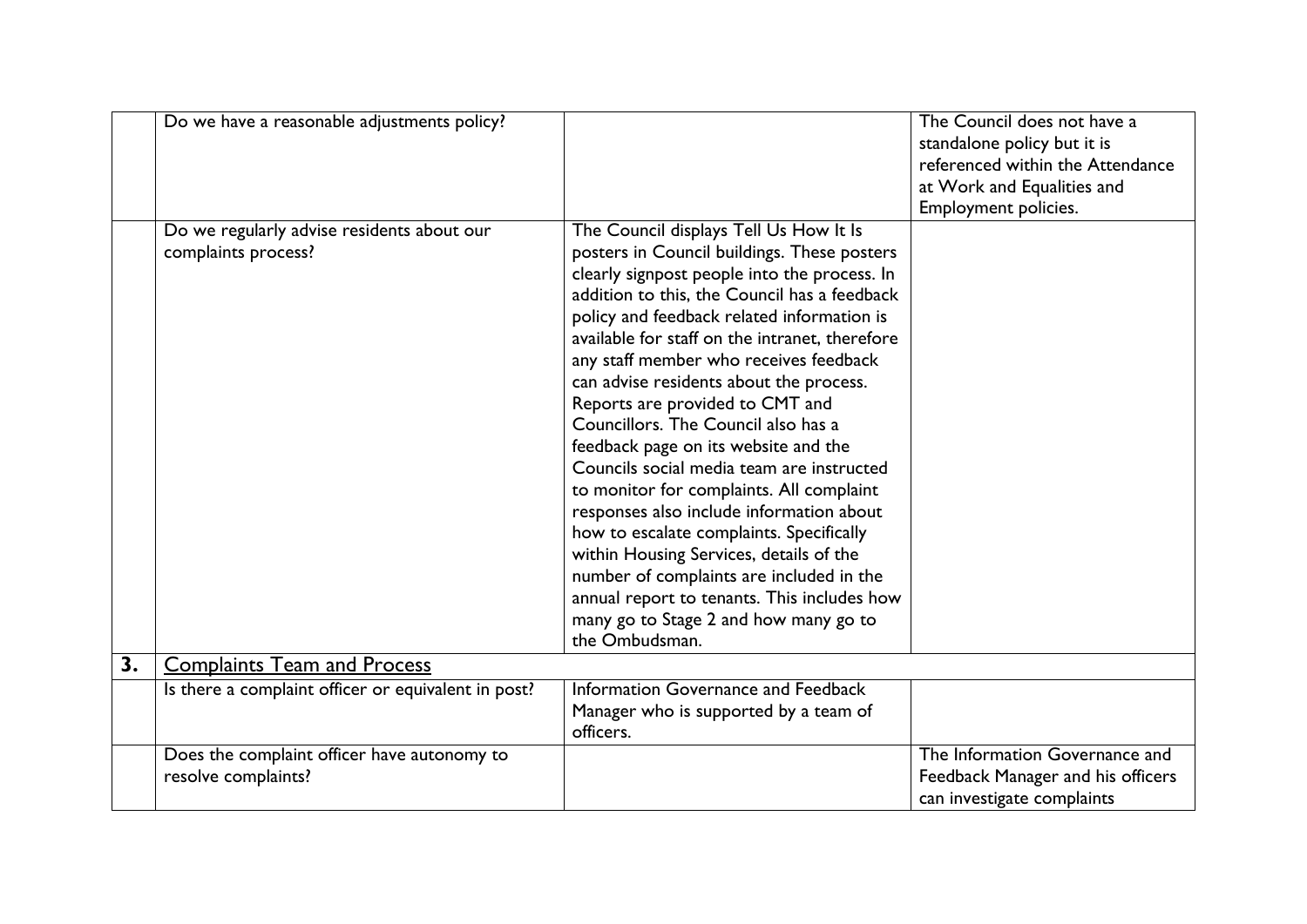| | | | |
|---|---|---|---|
| | Do we have a reasonable adjustments policy? | | The Council does not have a standalone policy but it is referenced within the Attendance at Work and Equalities and Employment policies. |
| | Do we regularly advise residents about our complaints process? | The Council displays Tell Us How It Is posters in Council buildings. These posters clearly signpost people into the process. In addition to this, the Council has a feedback policy and feedback related information is available for staff on the intranet, therefore any staff member who receives feedback can advise residents about the process. Reports are provided to CMT and Councillors. The Council also has a feedback page on its website and the Councils social media team are instructed to monitor for complaints. All complaint responses also include information about how to escalate complaints. Specifically within Housing Services, details of the number of complaints are included in the annual report to tenants. This includes how many go to Stage 2 and how many go to the Ombudsman. | |
| **3.** | <u>Complaints Team and Process</u> | | |
| | Is there a complaint officer or equivalent in post? | Information Governance and Feedback Manager who is supported by a team of officers. | |
| | Does the complaint officer have autonomy to resolve complaints? | | The Information Governance and Feedback Manager and his officers can investigate complaints |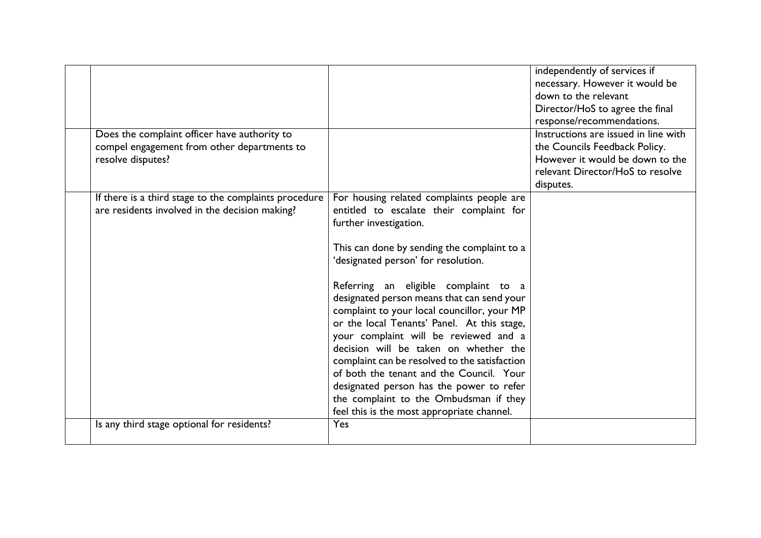|  |  |  |  |
|---|---|---|---|
|  |  |  | independently of services if necessary. However it would be down to the relevant Director/HoS to agree the final response/recommendations. |
|  | Does the complaint officer have authority to compel engagement from other departments to resolve disputes? |  | Instructions are issued in line with the Councils Feedback Policy. However it would be down to the relevant Director/HoS to resolve disputes. |
|  | If there is a third stage to the complaints procedure are residents involved in the decision making? | For housing related complaints people are entitled to escalate their complaint for further investigation.<br><br>This can done by sending the complaint to a 'designated person' for resolution.<br><br>Referring an eligible complaint to a designated person means that can send your complaint to your local councillor, your MP or the local Tenants' Panel. At this stage, your complaint will be reviewed and a decision will be taken on whether the complaint can be resolved to the satisfaction of both the tenant and the Council. Your designated person has the power to refer the complaint to the Ombudsman if they feel this is the most appropriate channel. |  |
|  | Is any third stage optional for residents? | Yes |  |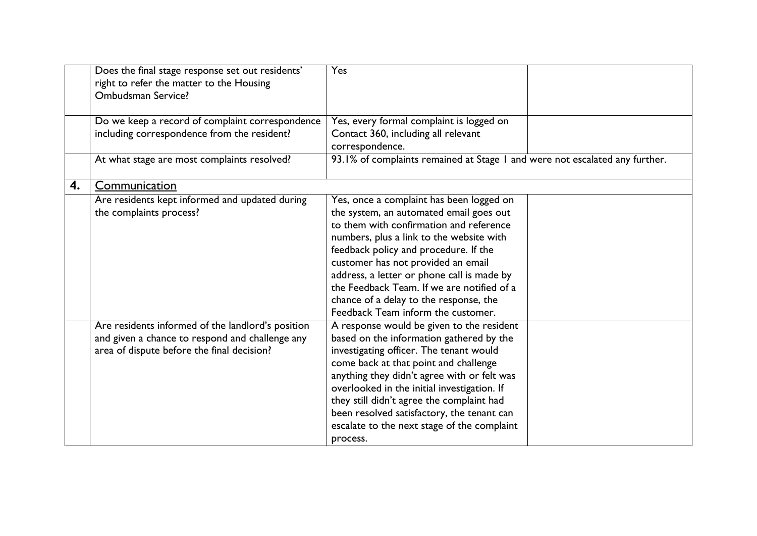| | | | |
|---|---|---|---|
| | Does the final stage response set out residents' right to refer the matter to the Housing Ombudsman Service? | Yes | |
| | Do we keep a record of complaint correspondence including correspondence from the resident? | Yes, every formal complaint is logged on Contact 360, including all relevant correspondence. | |
| | At what stage are most complaints resolved? | 93.1% of complaints remained at Stage 1 and were not escalated any further. | |
| **4.** | Communication | | |
| | Are residents kept informed and updated during the complaints process? | Yes, once a complaint has been logged on the system, an automated email goes out to them with confirmation and reference numbers, plus a link to the website with feedback policy and procedure. If the customer has not provided an email address, a letter or phone call is made by the Feedback Team. If we are notified of a chance of a delay to the response, the Feedback Team inform the customer. | |
| | Are residents informed of the landlord's position and given a chance to respond and challenge any area of dispute before the final decision? | A response would be given to the resident based on the information gathered by the investigating officer. The tenant would come back at that point and challenge anything they didn't agree with or felt was overlooked in the initial investigation. If they still didn't agree the complaint had been resolved satisfactory, the tenant can escalate to the next stage of the complaint process. | |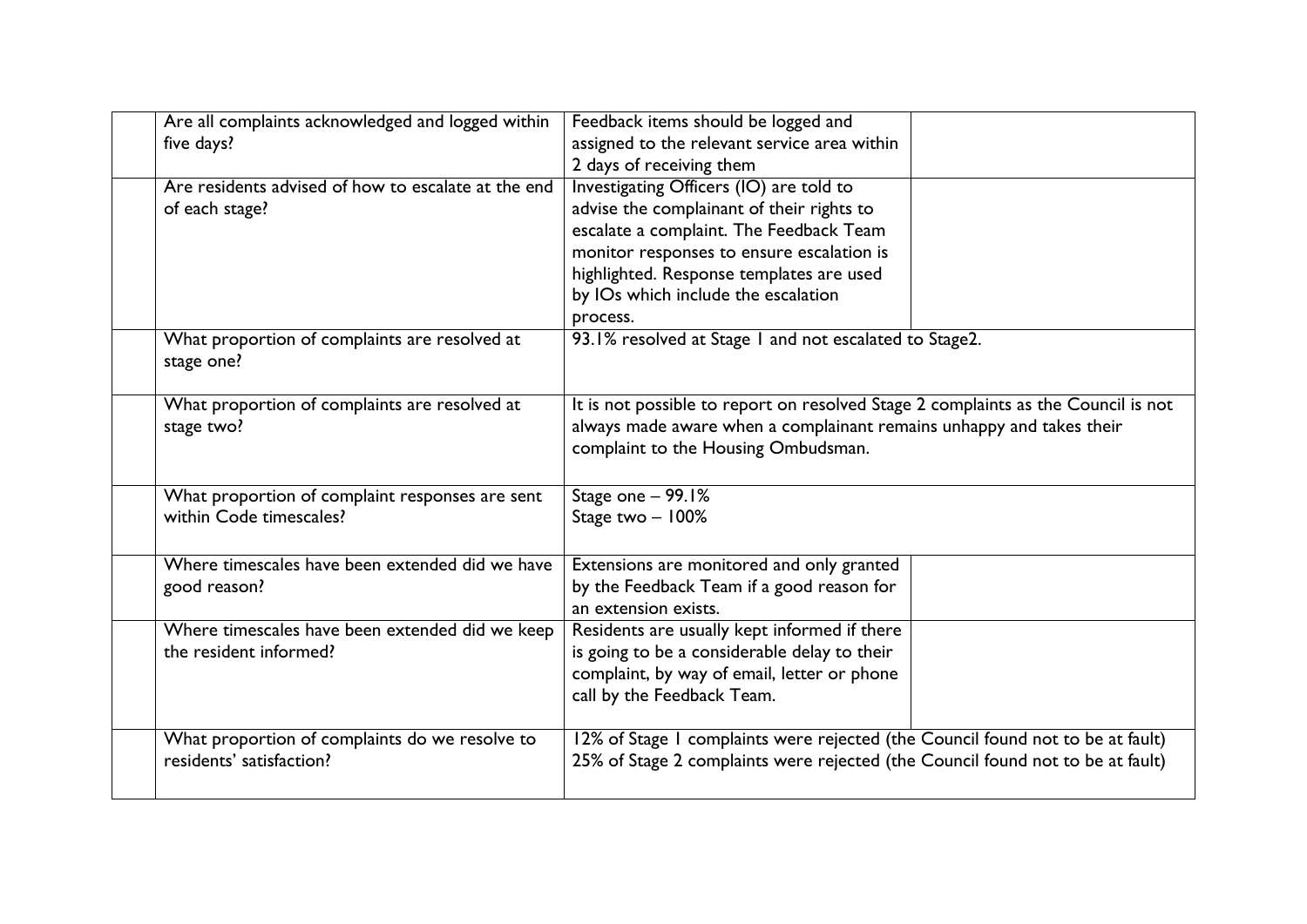| | | | |
|---|---|---|---|
| | Are all complaints acknowledged and logged within five days? | Feedback items should be logged and assigned to the relevant service area within 2 days of receiving them | |
| | Are residents advised of how to escalate at the end of each stage? | Investigating Officers (IO) are told to advise the complainant of their rights to escalate a complaint. The Feedback Team monitor responses to ensure escalation is highlighted. Response templates are used by IOs which include the escalation process. | |
| | What proportion of complaints are resolved at stage one? | 93.1% resolved at Stage 1 and not escalated to Stage2. | |
| | What proportion of complaints are resolved at stage two? | It is not possible to report on resolved Stage 2 complaints as the Council is not always made aware when a complainant remains unhappy and takes their complaint to the Housing Ombudsman. | |
| | What proportion of complaint responses are sent within Code timescales? | Stage one – 99.1%<br>Stage two – 100% | |
| | Where timescales have been extended did we have good reason? | Extensions are monitored and only granted by the Feedback Team if a good reason for an extension exists. | |
| | Where timescales have been extended did we keep the resident informed? | Residents are usually kept informed if there is going to be a considerable delay to their complaint, by way of email, letter or phone call by the Feedback Team. | |
| | What proportion of complaints do we resolve to residents' satisfaction? | 12% of Stage 1 complaints were rejected (the Council found not to be at fault)<br>25% of Stage 2 complaints were rejected (the Council found not to be at fault) | |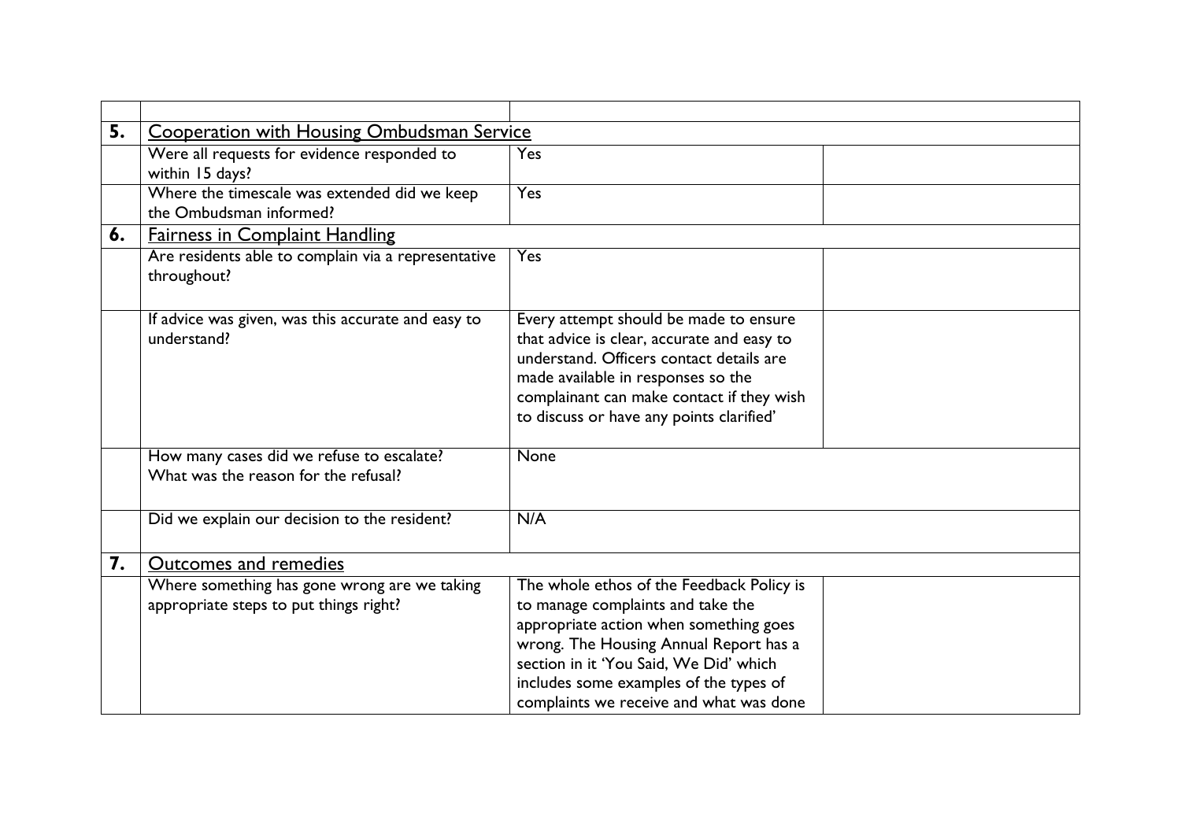| | | | |
|---|---|---|---|
| **5.** | Cooperation with Housing Ombudsman Service | | |
| | Were all requests for evidence responded to within 15 days? | Yes | |
| | Where the timescale was extended did we keep the Ombudsman informed? | Yes | |
| **6.** | Fairness in Complaint Handling | | |
| | Are residents able to complain via a representative throughout? | Yes | |
| | If advice was given, was this accurate and easy to understand? | Every attempt should be made to ensure that advice is clear, accurate and easy to understand. Officers contact details are made available in responses so the complainant can make contact if they wish to discuss or have any points clarified’ | |
| | How many cases did we refuse to escalate? What was the reason for the refusal? | None | |
| | Did we explain our decision to the resident? | N/A | |
| **7.** | Outcomes and remedies | | |
| | Where something has gone wrong are we taking appropriate steps to put things right? | The whole ethos of the Feedback Policy is to manage complaints and take the appropriate action when something goes wrong. The Housing Annual Report has a section in it ‘You Said, We Did’ which includes some examples of the types of complaints we receive and what was done | |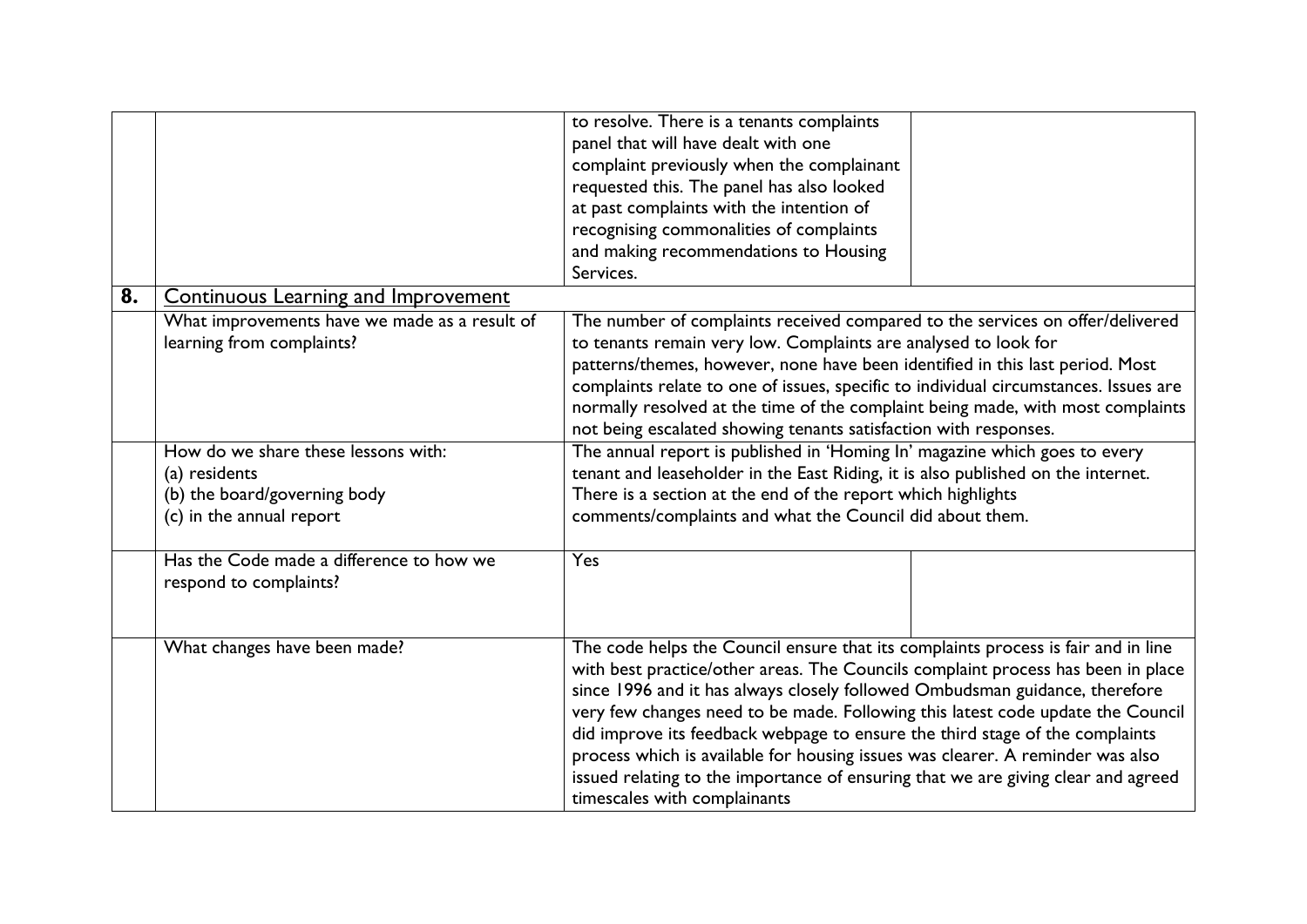| | | | |
|---|---|---|---|
| | | to resolve. There is a tenants complaints panel that will have dealt with one complaint previously when the complainant requested this. The panel has also looked at past complaints with the intention of recognising commonalities of complaints and making recommendations to Housing Services. | |
| **8.** | Continuous Learning and Improvement | | |
| | What improvements have we made as a result of learning from complaints? | The number of complaints received compared to the services on offer/delivered to tenants remain very low. Complaints are analysed to look for patterns/themes, however, none have been identified in this last period. Most complaints relate to one of issues, specific to individual circumstances. Issues are normally resolved at the time of the complaint being made, with most complaints not being escalated showing tenants satisfaction with responses. | |
| | How do we share these lessons with:<br>(a) residents<br>(b) the board/governing body<br>(c) in the annual report | The annual report is published in 'Homing In' magazine which goes to every tenant and leaseholder in the East Riding, it is also published on the internet. There is a section at the end of the report which highlights comments/complaints and what the Council did about them. | |
| | Has the Code made a difference to how we respond to complaints? | Yes | |
| | What changes have been made? | The code helps the Council ensure that its complaints process is fair and in line with best practice/other areas. The Councils complaint process has been in place since 1996 and it has always closely followed Ombudsman guidance, therefore very few changes need to be made. Following this latest code update the Council did improve its feedback webpage to ensure the third stage of the complaints process which is available for housing issues was clearer. A reminder was also issued relating to the importance of ensuring that we are giving clear and agreed timescales with complainants | |